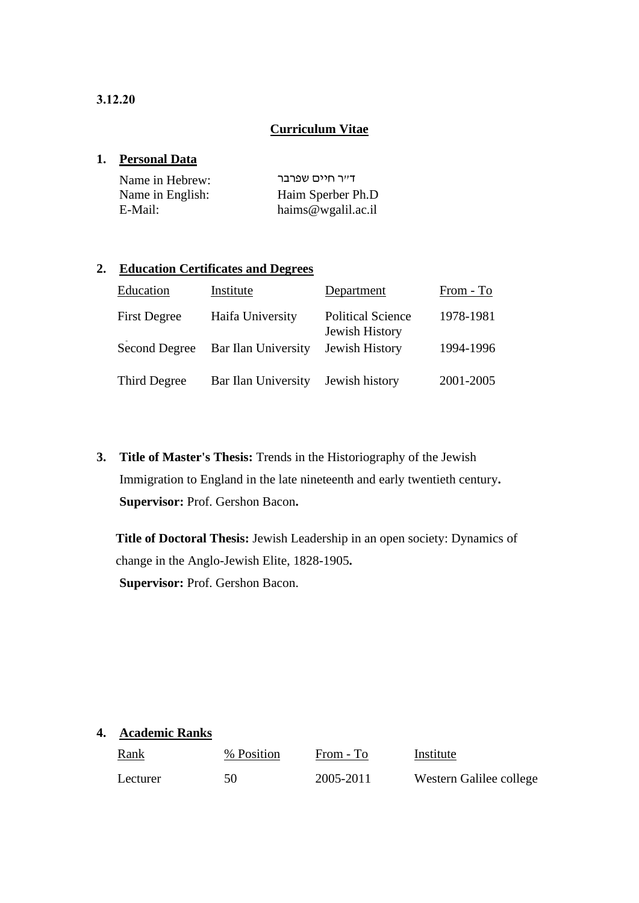**3.12.20**

## Curriculum Vitae

### 1. Personal Data

| | |
|---|---|
| Name in Hebrew: | ד"ר חיים שפרבר |
| Name in English: | Haim Sperber Ph.D |
| E-Mail: | haims@wgalil.ac.il |

### 2. Education Certificates and Degrees

| Education | Institute | Department | From - To |
|---|---|---|---|
| First Degree | Haifa University | Political Science Jewish History | 1978-1981 |
| Second Degree | Bar Ilan University | Jewish History | 1994-1996 |
| Third Degree | Bar Ilan University | Jewish history | 2001-2005 |

### 3. Title of Master's Thesis:

**Title of Master's Thesis:** Trends in the Historiography of the Jewish Immigration to England in the late nineteenth and early twentieth century**.**
**Supervisor:** Prof. Gershon Bacon**.**

**Title of Doctoral Thesis:** Jewish Leadership in an open society: Dynamics of change in the Anglo-Jewish Elite, 1828-1905**.**
**Supervisor:** Prof. Gershon Bacon.

### 4. Academic Ranks

| Rank | % Position | From - To | Institute |
|---|---|---|---|
| Lecturer | 50 | 2005-2011 | Western Galilee college |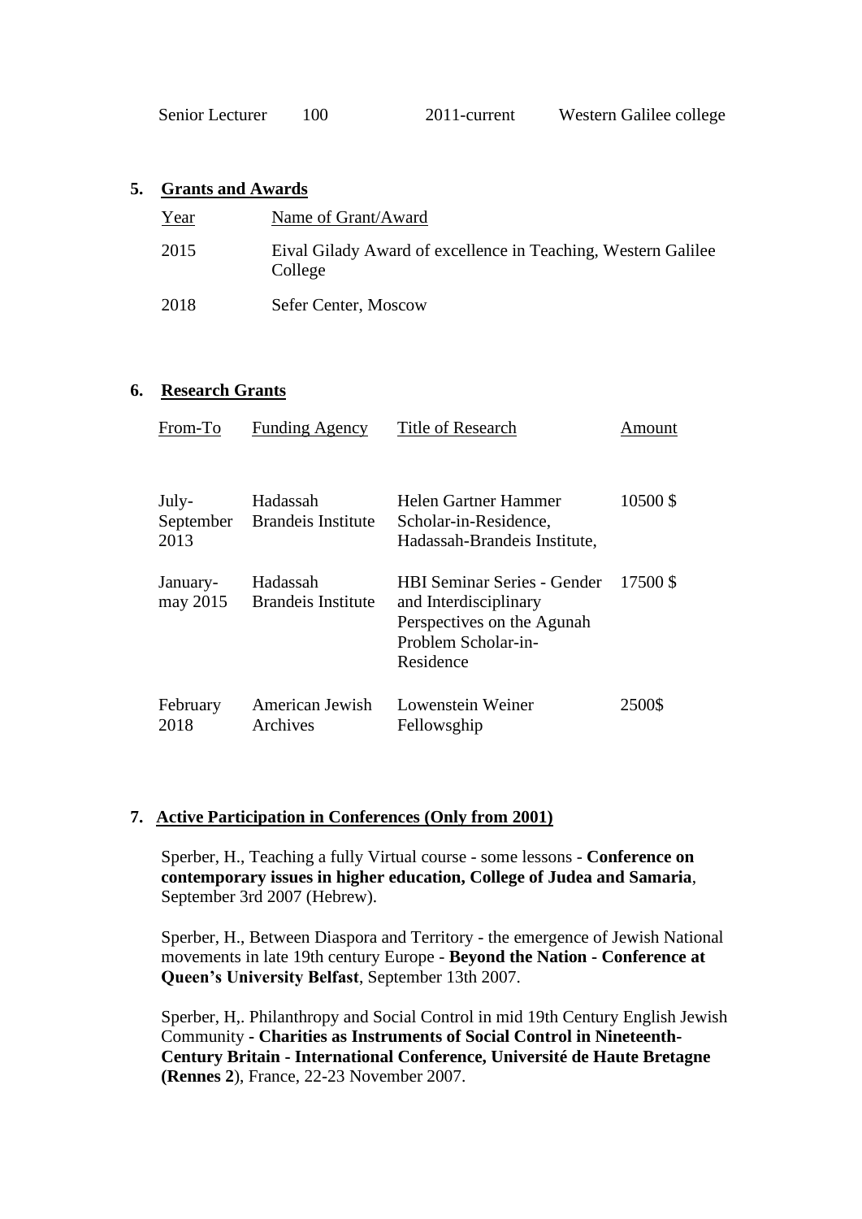| Senior Lecturer | 100 | 2011-current | Western Galilee college |
|---|---|---|---|

## 5. Grants and Awards

| Year | Name of Grant/Award |
|---|---|
| 2015 | Eival Gilady Award of excellence in Teaching, Western Galilee College |
| 2018 | Sefer Center, Moscow |

## 6. Research Grants

| From-To | Funding Agency | Title of Research | Amount |
|---|---|---|---|
| July-September 2013 | Hadassah Brandeis Institute | Helen Gartner Hammer Scholar-in-Residence, Hadassah-Brandeis Institute, | 10500 $ |
| January-may 2015 | Hadassah Brandeis Institute | HBI Seminar Series - Gender and Interdisciplinary Perspectives on the Agunah Problem Scholar-in-Residence | 17500 $ |
| February 2018 | American Jewish Archives | Lowenstein Weiner Fellowsghip | 2500$ |

## 7. Active Participation in Conferences (Only from 2001)

Sperber, H., Teaching a fully Virtual course - some lessons - **Conference on contemporary issues in higher education, College of Judea and Samaria**, September 3rd 2007 (Hebrew).

Sperber, H., Between Diaspora and Territory - the emergence of Jewish National movements in late 19th century Europe - **Beyond the Nation - Conference at Queen's University Belfast**, September 13th 2007.

Sperber, H,. Philanthropy and Social Control in mid 19th Century English Jewish Community **- Charities as Instruments of Social Control in Nineteenth-Century Britain - International Conference, Université de Haute Bretagne (Rennes 2**), France, 22-23 November 2007.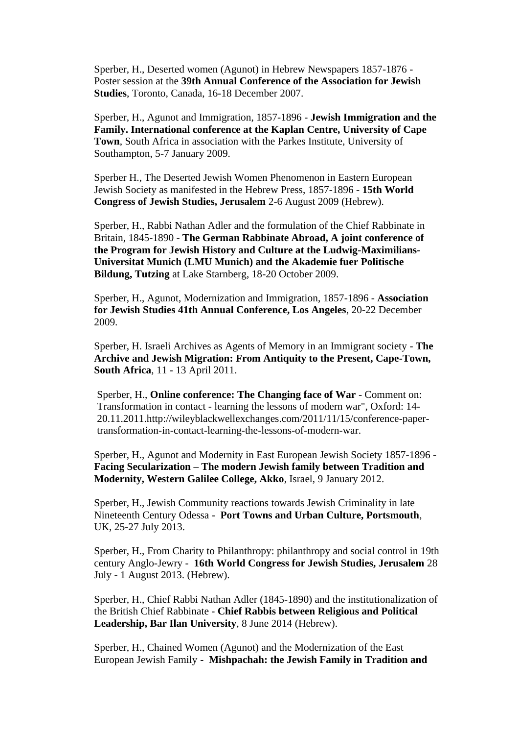Sperber, H., Deserted women (Agunot) in Hebrew Newspapers 1857-1876 - Poster session at the **39th Annual Conference of the Association for Jewish Studies**, Toronto, Canada, 16-18 December 2007.

Sperber, H., Agunot and Immigration, 1857-1896 - **Jewish Immigration and the Family. International conference at the Kaplan Centre, University of Cape Town**, South Africa in association with the Parkes Institute, University of Southampton, 5-7 January 2009.

Sperber H., The Deserted Jewish Women Phenomenon in Eastern European Jewish Society as manifested in the Hebrew Press, 1857-1896 - **15th World Congress of Jewish Studies, Jerusalem** 2-6 August 2009 (Hebrew).

Sperber, H., Rabbi Nathan Adler and the formulation of the Chief Rabbinate in Britain, 1845-1890 - **The German Rabbinate Abroad, A joint conference of the Program for Jewish History and Culture at the Ludwig-Maximilians-Universitat Munich (LMU Munich) and the Akademie fuer Politische Bildung, Tutzing** at Lake Starnberg, 18-20 October 2009.

Sperber, H., Agunot, Modernization and Immigration, 1857-1896 - **Association for Jewish Studies 41th Annual Conference, Los Angeles**, 20-22 December 2009.

Sperber, H. Israeli Archives as Agents of Memory in an Immigrant society - **The Archive and Jewish Migration: From Antiquity to the Present, Cape-Town, South Africa**, 11 - 13 April 2011.

Sperber, H., **Online conference: The Changing face of War** - Comment on: Transformation in contact - learning the lessons of modern war", Oxford: 14-20.11.2011.http://wileyblackwellexchanges.com/2011/11/15/conference-paper-transformation-in-contact-learning-the-lessons-of-modern-war.

Sperber, H., Agunot and Modernity in East European Jewish Society 1857-1896 - **Facing Secularization – The modern Jewish family between Tradition and Modernity, Western Galilee College, Akko**, Israel, 9 January 2012.

Sperber, H., Jewish Community reactions towards Jewish Criminality in late Nineteenth Century Odessa - **Port Towns and Urban Culture, Portsmouth**, UK, 25-27 July 2013.

Sperber, H., From Charity to Philanthropy: philanthropy and social control in 19th century Anglo-Jewry - **16th World Congress for Jewish Studies, Jerusalem** 28 July - 1 August 2013. (Hebrew).

Sperber, H., Chief Rabbi Nathan Adler (1845-1890) and the institutionalization of the British Chief Rabbinate - **Chief Rabbis between Religious and Political Leadership, Bar Ilan University**, 8 June 2014 (Hebrew).

Sperber, H., Chained Women (Agunot) and the Modernization of the East European Jewish Family **- Mishpachah: the Jewish Family in Tradition and**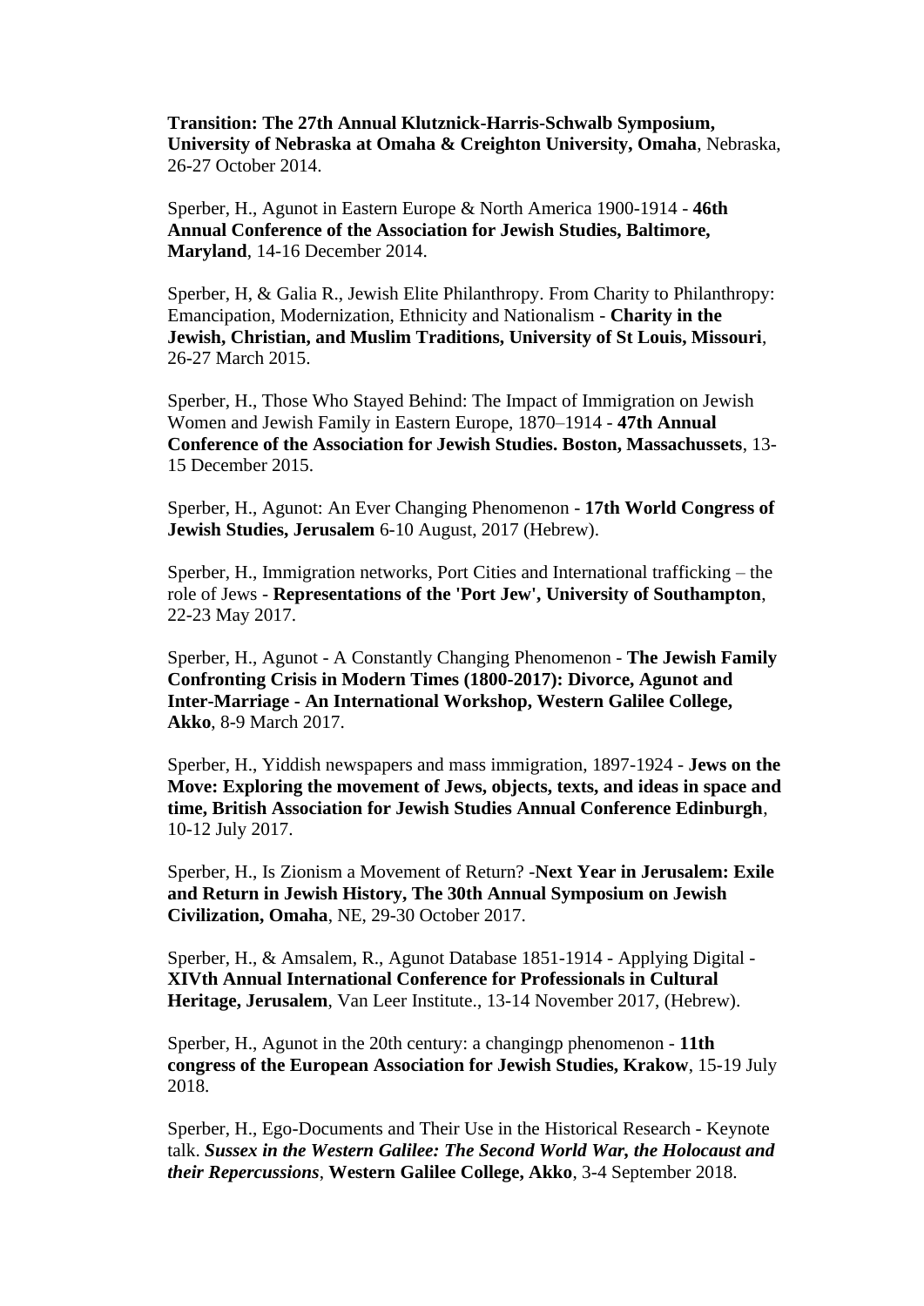**Transition: The 27th Annual Klutznick-Harris-Schwalb Symposium, University of Nebraska at Omaha & Creighton University, Omaha**, Nebraska, 26-27 October 2014.

Sperber, H., Agunot in Eastern Europe & North America 1900-1914 - **46th Annual Conference of the Association for Jewish Studies, Baltimore, Maryland**, 14-16 December 2014.

Sperber, H, & Galia R., Jewish Elite Philanthropy. From Charity to Philanthropy: Emancipation, Modernization, Ethnicity and Nationalism - **Charity in the Jewish, Christian, and Muslim Traditions, University of St Louis, Missouri**, 26-27 March 2015.

Sperber, H., Those Who Stayed Behind: The Impact of Immigration on Jewish Women and Jewish Family in Eastern Europe, 1870–1914 - **47th Annual Conference of the Association for Jewish Studies. Boston, Massachussets**, 13-15 December 2015.

Sperber, H., Agunot: An Ever Changing Phenomenon - **17th World Congress of Jewish Studies, Jerusalem** 6-10 August, 2017 (Hebrew).

Sperber, H., Immigration networks, Port Cities and International trafficking – the role of Jews - **Representations of the 'Port Jew', University of Southampton**, 22-23 May 2017.

Sperber, H., Agunot - A Constantly Changing Phenomenon - **The Jewish Family Confronting Crisis in Modern Times (1800-2017): Divorce, Agunot and Inter-Marriage - An International Workshop, Western Galilee College, Akko**, 8-9 March 2017.

Sperber, H., Yiddish newspapers and mass immigration, 1897-1924 - **Jews on the Move: Exploring the movement of Jews, objects, texts, and ideas in space and time, British Association for Jewish Studies Annual Conference Edinburgh**, 10-12 July 2017.

Sperber, H., Is Zionism a Movement of Return? -**Next Year in Jerusalem: Exile and Return in Jewish History, The 30th Annual Symposium on Jewish Civilization, Omaha**, NE, 29-30 October 2017.

Sperber, H., & Amsalem, R., Agunot Database 1851-1914 - Applying Digital - **XIVth Annual International Conference for Professionals in Cultural Heritage, Jerusalem**, Van Leer Institute., 13-14 November 2017, (Hebrew).

Sperber, H., Agunot in the 20th century: a changingp phenomenon - **11th congress of the European Association for Jewish Studies, Krakow**, 15-19 July 2018.

Sperber, H., Ego-Documents and Their Use in the Historical Research - Keynote talk. ***Sussex in the Western Galilee: The Second World War, the Holocaust and their Repercussions***, **Western Galilee College, Akko**, 3-4 September 2018.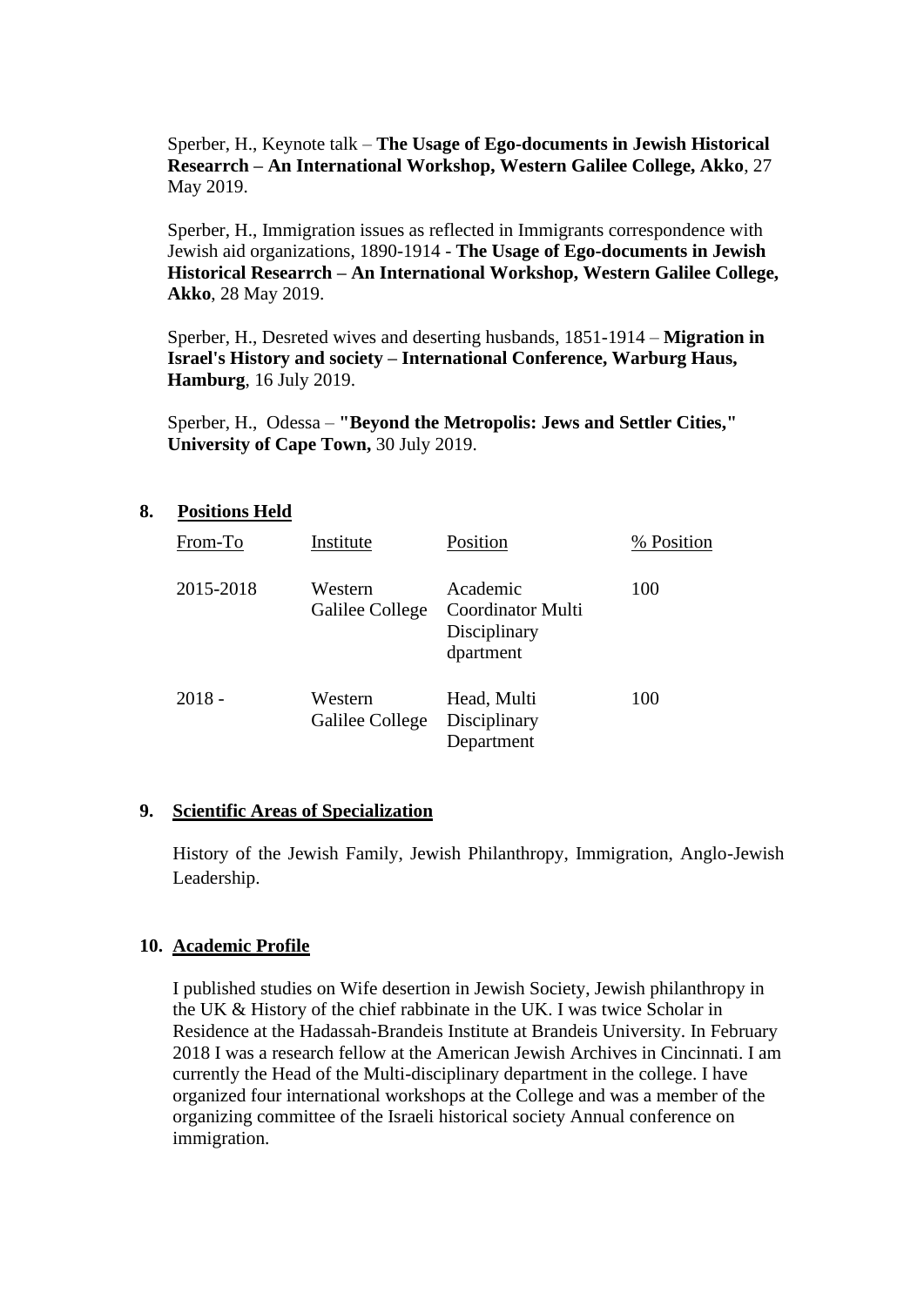Sperber, H., Keynote talk – **The Usage of Ego-documents in Jewish Historical Researrch – An International Workshop, Western Galilee College, Akko**, 27 May 2019.

Sperber, H., Immigration issues as reflected in Immigrants correspondence with Jewish aid organizations, 1890-1914 - **The Usage of Ego-documents in Jewish Historical Researrch – An International Workshop, Western Galilee College, Akko**, 28 May 2019.

Sperber, H., Desreted wives and deserting husbands, 1851-1914 – **Migration in Israel's History and society – International Conference, Warburg Haus, Hamburg**, 16 July 2019.

Sperber, H., Odessa – **"Beyond the Metropolis: Jews and Settler Cities," University of Cape Town,** 30 July 2019.

## 8. Positions Held

| From-To | Institute | Position | % Position |
|---|---|---|---|
| 2015-2018 | Western Galilee College | Academic Coordinator Multi Disciplinary dpartment | 100 |
| 2018 - | Western Galilee College | Head, Multi Disciplinary Department | 100 |

## 9. Scientific Areas of Specialization

History of the Jewish Family, Jewish Philanthropy, Immigration, Anglo-Jewish Leadership.

## 10. Academic Profile

I published studies on Wife desertion in Jewish Society, Jewish philanthropy in the UK & History of the chief rabbinate in the UK. I was twice Scholar in Residence at the Hadassah-Brandeis Institute at Brandeis University. In February 2018 I was a research fellow at the American Jewish Archives in Cincinnati. I am currently the Head of the Multi-disciplinary department in the college. I have organized four international workshops at the College and was a member of the organizing committee of the Israeli historical society Annual conference on immigration.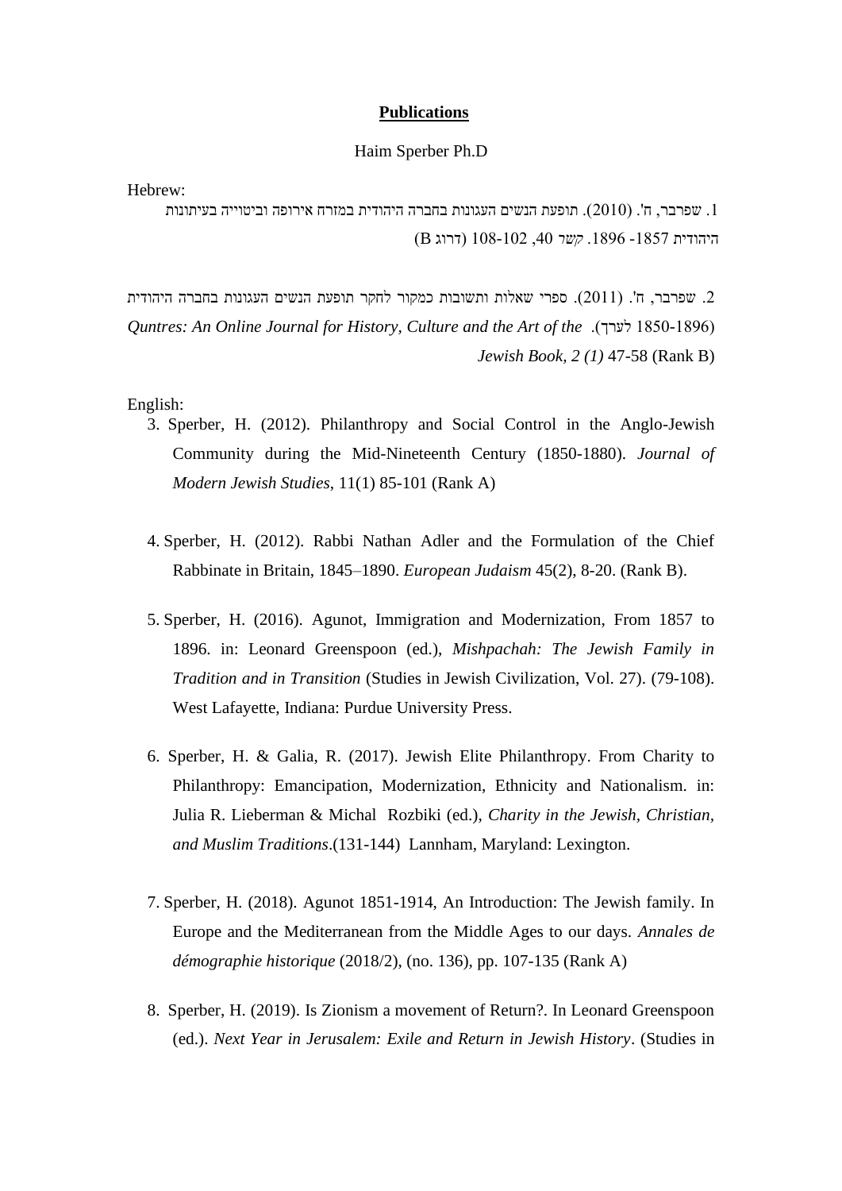**Publications**

Haim Sperber Ph.D

Hebrew:

1. שפרבר, ח'. (2010). תופעת הנשים העגונות בחברה היהודית במזרח אירופה וביטוייה בעיתונות היהודית 1857 -1896. *קשר* 40, 102-108 (דרוג B)

2. שפרבר, ח'. (2011). ספרי שאלות ותשובות כמקור לחקר תופעת הנשים העגונות בחברה היהודית (1850-1896 לערך). *Quntres: An Online Journal for History, Culture and the Art of the Jewish Book, 2 (1)* 47-58 (Rank B)

English:

3. Sperber, H. (2012). Philanthropy and Social Control in the Anglo-Jewish Community during the Mid-Nineteenth Century (1850-1880). *Journal of Modern Jewish Studies*, 11(1) 85-101 (Rank A)

4. Sperber, H. (2012). Rabbi Nathan Adler and the Formulation of the Chief Rabbinate in Britain, 1845–1890. *European Judaism* 45(2), 8-20. (Rank B).

5. Sperber, H. (2016). Agunot, Immigration and Modernization, From 1857 to 1896. in: Leonard Greenspoon (ed.), *Mishpachah: The Jewish Family in Tradition and in Transition* (Studies in Jewish Civilization, Vol. 27). (79-108). West Lafayette, Indiana: Purdue University Press.

6. Sperber, H. & Galia, R. (2017). Jewish Elite Philanthropy. From Charity to Philanthropy: Emancipation, Modernization, Ethnicity and Nationalism. in: Julia R. Lieberman & Michal Rozbiki (ed.), *Charity in the Jewish, Christian, and Muslim Traditions*.(131-144) Lannham, Maryland: Lexington.

7. Sperber, H. (2018). Agunot 1851-1914, An Introduction: The Jewish family. In Europe and the Mediterranean from the Middle Ages to our days. *Annales de démographie historique* (2018/2), (no. 136), pp. 107-135 (Rank A)

8. Sperber, H. (2019). Is Zionism a movement of Return?. In Leonard Greenspoon (ed.). *Next Year in Jerusalem: Exile and Return in Jewish History*. (Studies in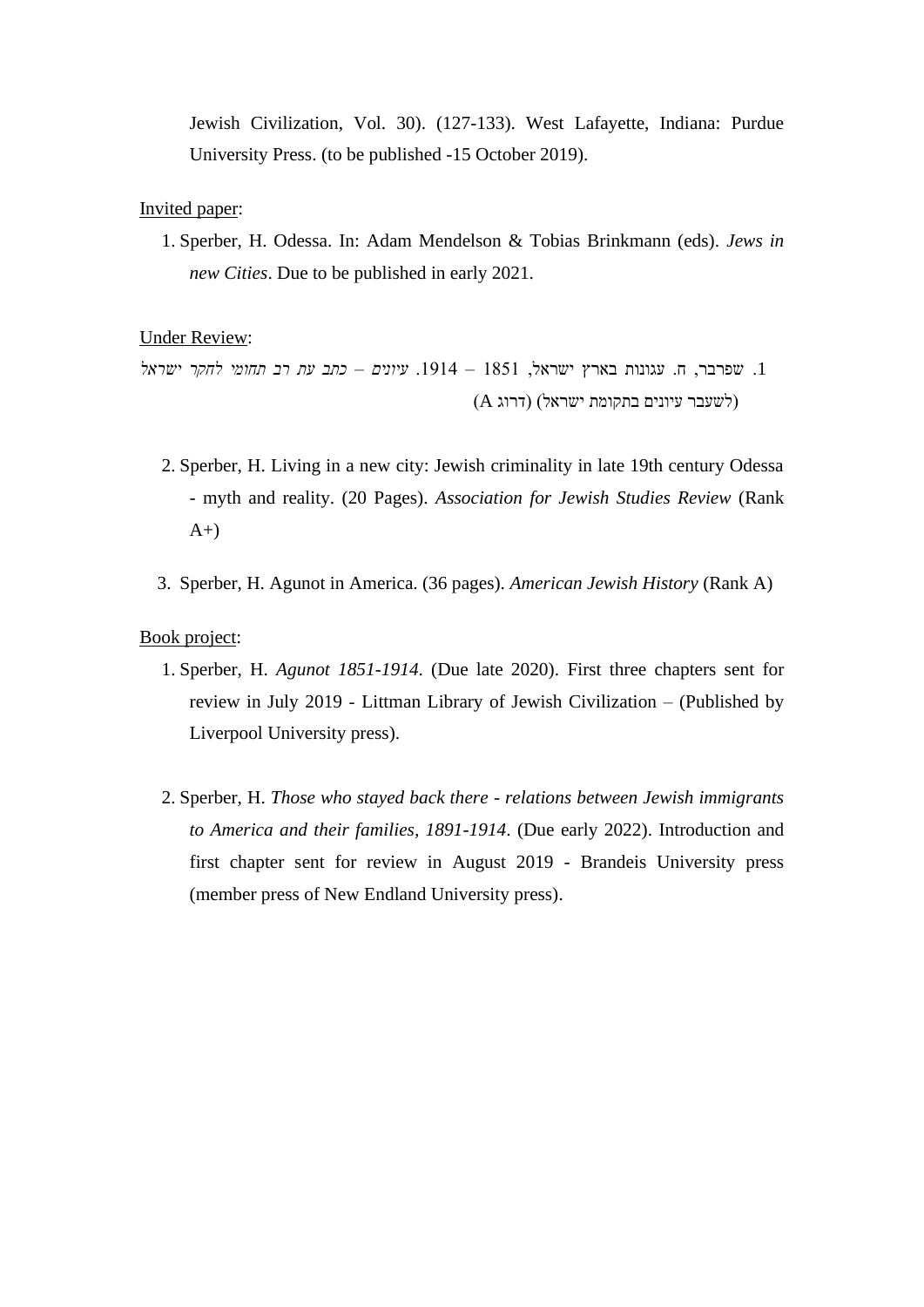Jewish Civilization, Vol. 30). (127-133). West Lafayette, Indiana: Purdue University Press. (to be published -15 October 2019).

Invited paper:

1. Sperber, H. Odessa. In: Adam Mendelson & Tobias Brinkmann (eds). *Jews in new Cities*. Due to be published in early 2021.

Under Review:

1. שפרבר, ח. עגונות בארץ ישראל, 1851 – 1914. *עיונים – כתב עת רב תחומי לחקר ישראל* (לשעבר עיונים בתקומת ישראל) (דרוג A)

2. Sperber, H. Living in a new city: Jewish criminality in late 19th century Odessa - myth and reality. (20 Pages). *Association for Jewish Studies Review* (Rank A+)

3. Sperber, H. Agunot in America. (36 pages). *American Jewish History* (Rank A)

Book project:

1. Sperber, H. *Agunot 1851-1914.* (Due late 2020). First three chapters sent for review in July 2019 - Littman Library of Jewish Civilization – (Published by Liverpool University press).

2. Sperber, H. *Those who stayed back there - relations between Jewish immigrants to America and their families, 1891-1914*. (Due early 2022). Introduction and first chapter sent for review in August 2019 - Brandeis University press (member press of New Endland University press).